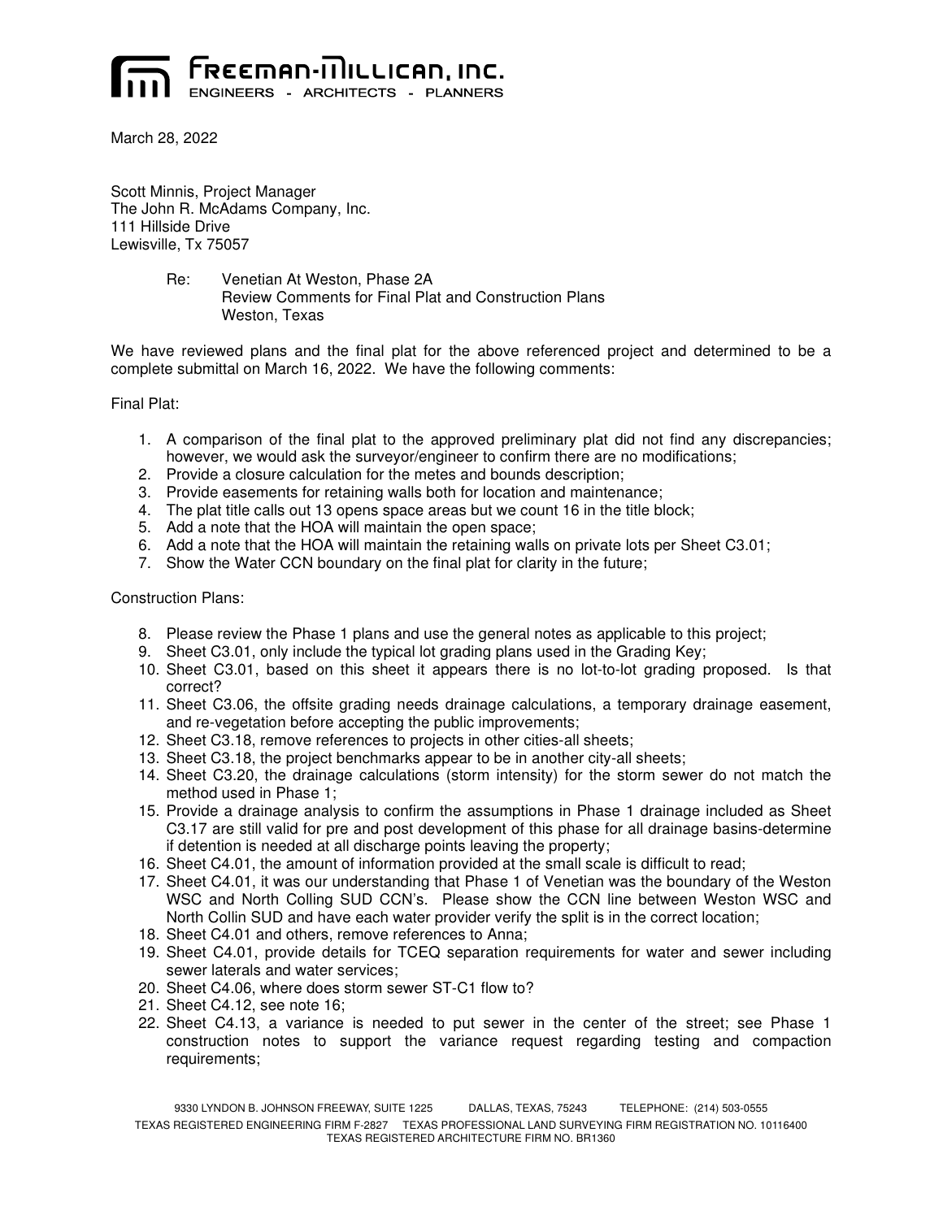# FREEMAN-MILLICAN, INC.

ENGINEERS - ARCHITECTS - PLANNERS

March 28, 2022

Scott Minnis, Project Manager
The John R. McAdams Company, Inc.
111 Hillside Drive
Lewisville, Tx 75057

Re: Venetian At Weston, Phase 2A
Review Comments for Final Plat and Construction Plans
Weston, Texas

We have reviewed plans and the final plat for the above referenced project and determined to be a complete submittal on March 16, 2022. We have the following comments:

Final Plat:

1. A comparison of the final plat to the approved preliminary plat did not find any discrepancies; however, we would ask the surveyor/engineer to confirm there are no modifications;
2. Provide a closure calculation for the metes and bounds description;
3. Provide easements for retaining walls both for location and maintenance;
4. The plat title calls out 13 opens space areas but we count 16 in the title block;
5. Add a note that the HOA will maintain the open space;
6. Add a note that the HOA will maintain the retaining walls on private lots per Sheet C3.01;
7. Show the Water CCN boundary on the final plat for clarity in the future;

Construction Plans:

8. Please review the Phase 1 plans and use the general notes as applicable to this project;
9. Sheet C3.01, only include the typical lot grading plans used in the Grading Key;
10. Sheet C3.01, based on this sheet it appears there is no lot-to-lot grading proposed. Is that correct?
11. Sheet C3.06, the offsite grading needs drainage calculations, a temporary drainage easement, and re-vegetation before accepting the public improvements;
12. Sheet C3.18, remove references to projects in other cities-all sheets;
13. Sheet C3.18, the project benchmarks appear to be in another city-all sheets;
14. Sheet C3.20, the drainage calculations (storm intensity) for the storm sewer do not match the method used in Phase 1;
15. Provide a drainage analysis to confirm the assumptions in Phase 1 drainage included as Sheet C3.17 are still valid for pre and post development of this phase for all drainage basins-determine if detention is needed at all discharge points leaving the property;
16. Sheet C4.01, the amount of information provided at the small scale is difficult to read;
17. Sheet C4.01, it was our understanding that Phase 1 of Venetian was the boundary of the Weston WSC and North Colling SUD CCN's. Please show the CCN line between Weston WSC and North Collin SUD and have each water provider verify the split is in the correct location;
18. Sheet C4.01 and others, remove references to Anna;
19. Sheet C4.01, provide details for TCEQ separation requirements for water and sewer including sewer laterals and water services;
20. Sheet C4.06, where does storm sewer ST-C1 flow to?
21. Sheet C4.12, see note 16;
22. Sheet C4.13, a variance is needed to put sewer in the center of the street; see Phase 1 construction notes to support the variance request regarding testing and compaction requirements;

9330 LYNDON B. JOHNSON FREEWAY, SUITE 1225 DALLAS, TEXAS, 75243 TELEPHONE: (214) 503-0555
TEXAS REGISTERED ENGINEERING FIRM F-2827 TEXAS PROFESSIONAL LAND SURVEYING FIRM REGISTRATION NO. 10116400
TEXAS REGISTERED ARCHITECTURE FIRM NO. BR1360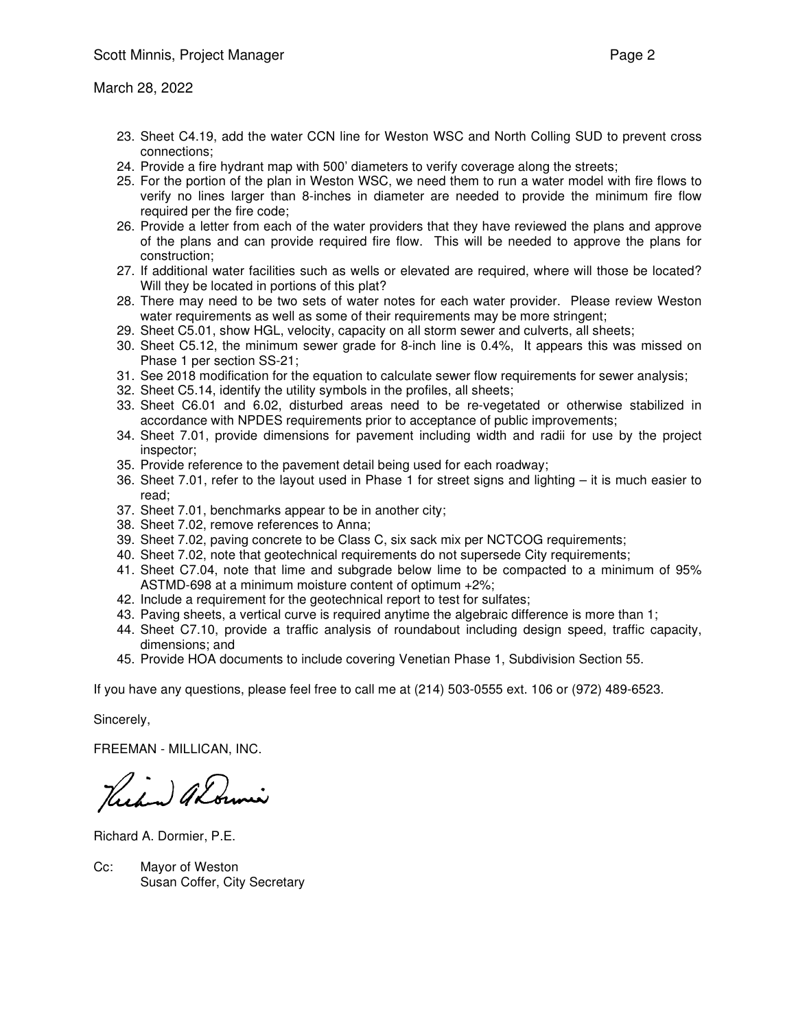23. Sheet C4.19, add the water CCN line for Weston WSC and North Colling SUD to prevent cross connections;
24. Provide a fire hydrant map with 500' diameters to verify coverage along the streets;
25. For the portion of the plan in Weston WSC, we need them to run a water model with fire flows to verify no lines larger than 8-inches in diameter are needed to provide the minimum fire flow required per the fire code;
26. Provide a letter from each of the water providers that they have reviewed the plans and approve of the plans and can provide required fire flow. This will be needed to approve the plans for construction;
27. If additional water facilities such as wells or elevated are required, where will those be located? Will they be located in portions of this plat?
28. There may need to be two sets of water notes for each water provider. Please review Weston water requirements as well as some of their requirements may be more stringent;
29. Sheet C5.01, show HGL, velocity, capacity on all storm sewer and culverts, all sheets;
30. Sheet C5.12, the minimum sewer grade for 8-inch line is 0.4%, It appears this was missed on Phase 1 per section SS-21;
31. See 2018 modification for the equation to calculate sewer flow requirements for sewer analysis;
32. Sheet C5.14, identify the utility symbols in the profiles, all sheets;
33. Sheet C6.01 and 6.02, disturbed areas need to be re-vegetated or otherwise stabilized in accordance with NPDES requirements prior to acceptance of public improvements;
34. Sheet 7.01, provide dimensions for pavement including width and radii for use by the project inspector;
35. Provide reference to the pavement detail being used for each roadway;
36. Sheet 7.01, refer to the layout used in Phase 1 for street signs and lighting – it is much easier to read;
37. Sheet 7.01, benchmarks appear to be in another city;
38. Sheet 7.02, remove references to Anna;
39. Sheet 7.02, paving concrete to be Class C, six sack mix per NCTCOG requirements;
40. Sheet 7.02, note that geotechnical requirements do not supersede City requirements;
41. Sheet C7.04, note that lime and subgrade below lime to be compacted to a minimum of 95% ASTMD-698 at a minimum moisture content of optimum +2%;
42. Include a requirement for the geotechnical report to test for sulfates;
43. Paving sheets, a vertical curve is required anytime the algebraic difference is more than 1;
44. Sheet C7.10, provide a traffic analysis of roundabout including design speed, traffic capacity, dimensions; and
45. Provide HOA documents to include covering Venetian Phase 1, Subdivision Section 55.

If you have any questions, please feel free to call me at (214) 503-0555 ext. 106 or (972) 489-6523.

Sincerely,

FREEMAN - MILLICAN, INC.

Richard A. Dormier, P.E.

Cc: Mayor of Weston
Susan Coffer, City Secretary